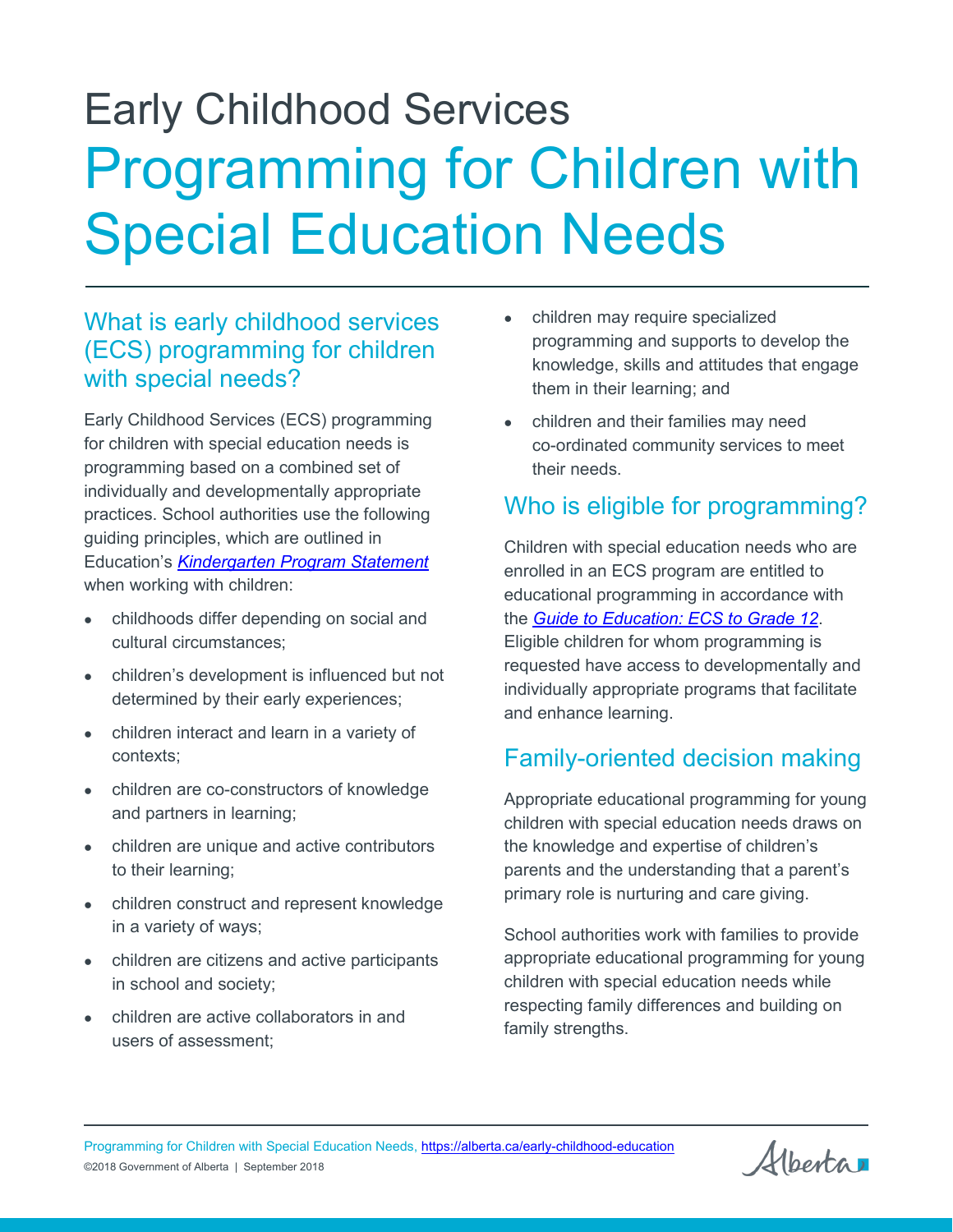# Early Childhood Services

# Programming for Children with Special Education Needs

## What is early childhood services (ECS) programming for children with special needs?

Early Childhood Services (ECS) programming for children with special education needs is programming based on a combined set of individually and developmentally appropriate practices. School authorities use the following guiding principles, which are outlined in Education's *Kindergarten Program Statement* when working with children:

- childhoods differ depending on social and cultural circumstances;
- children's development is influenced but not determined by their early experiences;
- children interact and learn in a variety of contexts;
- children are co-constructors of knowledge and partners in learning;
- children are unique and active contributors to their learning;
- children construct and represent knowledge in a variety of ways;
- children are citizens and active participants in school and society;
- children are active collaborators in and users of assessment;
- children may require specialized programming and supports to develop the knowledge, skills and attitudes that engage them in their learning; and
- children and their families may need co-ordinated community services to meet their needs.

## Who is eligible for programming?

Children with special education needs who are enrolled in an ECS program are entitled to educational programming in accordance with the *Guide to Education: ECS to Grade 12*. Eligible children for whom programming is requested have access to developmentally and individually appropriate programs that facilitate and enhance learning.

## Family-oriented decision making

Appropriate educational programming for young children with special education needs draws on the knowledge and expertise of children's parents and the understanding that a parent's primary role is nurturing and care giving.

School authorities work with families to provide appropriate educational programming for young children with special education needs while respecting family differences and building on family strengths.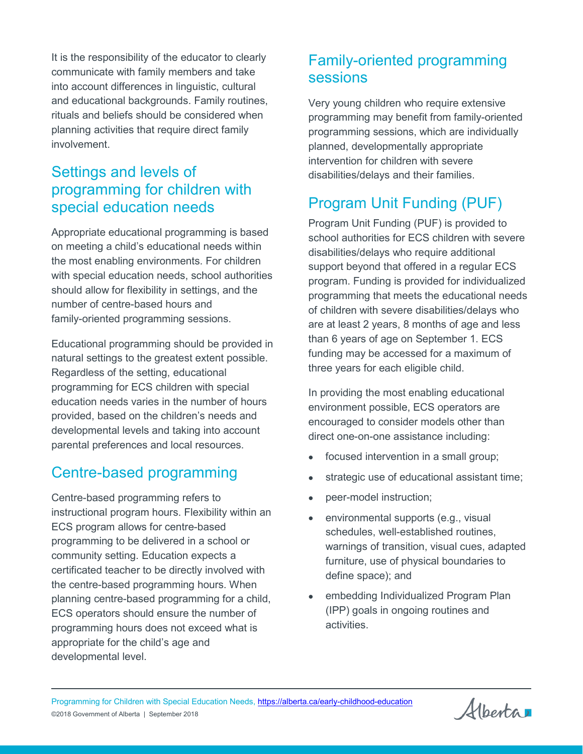It is the responsibility of the educator to clearly communicate with family members and take into account differences in linguistic, cultural and educational backgrounds. Family routines, rituals and beliefs should be considered when planning activities that require direct family involvement.

## Settings and levels of programming for children with special education needs

Appropriate educational programming is based on meeting a child's educational needs within the most enabling environments. For children with special education needs, school authorities should allow for flexibility in settings, and the number of centre-based hours and family-oriented programming sessions.

Educational programming should be provided in natural settings to the greatest extent possible. Regardless of the setting, educational programming for ECS children with special education needs varies in the number of hours provided, based on the children's needs and developmental levels and taking into account parental preferences and local resources.

## Centre-based programming

Centre-based programming refers to instructional program hours. Flexibility within an ECS program allows for centre-based programming to be delivered in a school or community setting. Education expects a certificated teacher to be directly involved with the centre-based programming hours. When planning centre-based programming for a child, ECS operators should ensure the number of programming hours does not exceed what is appropriate for the child's age and developmental level.

## Family-oriented programming sessions

Very young children who require extensive programming may benefit from family-oriented programming sessions, which are individually planned, developmentally appropriate intervention for children with severe disabilities/delays and their families.

## Program Unit Funding (PUF)

Program Unit Funding (PUF) is provided to school authorities for ECS children with severe disabilities/delays who require additional support beyond that offered in a regular ECS program. Funding is provided for individualized programming that meets the educational needs of children with severe disabilities/delays who are at least 2 years, 8 months of age and less than 6 years of age on September 1. ECS funding may be accessed for a maximum of three years for each eligible child.

In providing the most enabling educational environment possible, ECS operators are encouraged to consider models other than direct one-on-one assistance including:

- focused intervention in a small group;
- strategic use of educational assistant time;
- peer-model instruction;
- environmental supports (e.g., visual schedules, well-established routines, warnings of transition, visual cues, adapted furniture, use of physical boundaries to define space); and
- embedding Individualized Program Plan (IPP) goals in ongoing routines and activities.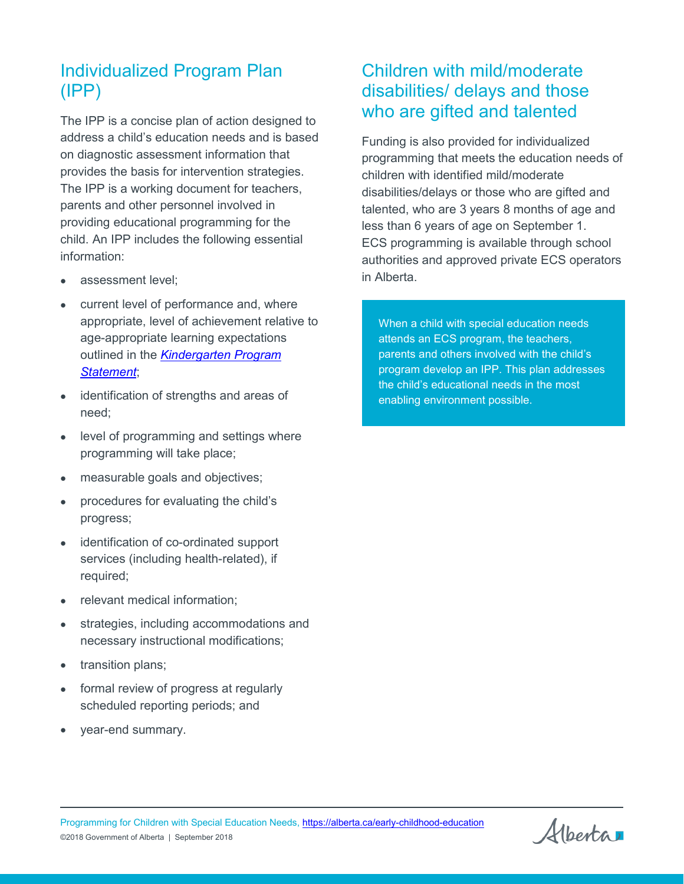## Individualized Program Plan (IPP)

The IPP is a concise plan of action designed to address a child's education needs and is based on diagnostic assessment information that provides the basis for intervention strategies. The IPP is a working document for teachers, parents and other personnel involved in providing educational programming for the child. An IPP includes the following essential information:

- assessment level;
- current level of performance and, where appropriate, level of achievement relative to age-appropriate learning expectations outlined in the *Kindergarten Program Statement*;
- identification of strengths and areas of need;
- level of programming and settings where programming will take place;
- measurable goals and objectives;
- procedures for evaluating the child's progress;
- identification of co-ordinated support services (including health-related), if required;
- relevant medical information;
- strategies, including accommodations and necessary instructional modifications;
- transition plans;
- formal review of progress at regularly scheduled reporting periods; and
- year-end summary.

## Children with mild/moderate disabilities/ delays and those who are gifted and talented

Funding is also provided for individualized programming that meets the education needs of children with identified mild/moderate disabilities/delays or those who are gifted and talented, who are 3 years 8 months of age and less than 6 years of age on September 1. ECS programming is available through school authorities and approved private ECS operators in Alberta.

When a child with special education needs attends an ECS program, the teachers, parents and others involved with the child's program develop an IPP. This plan addresses the child's educational needs in the most enabling environment possible.